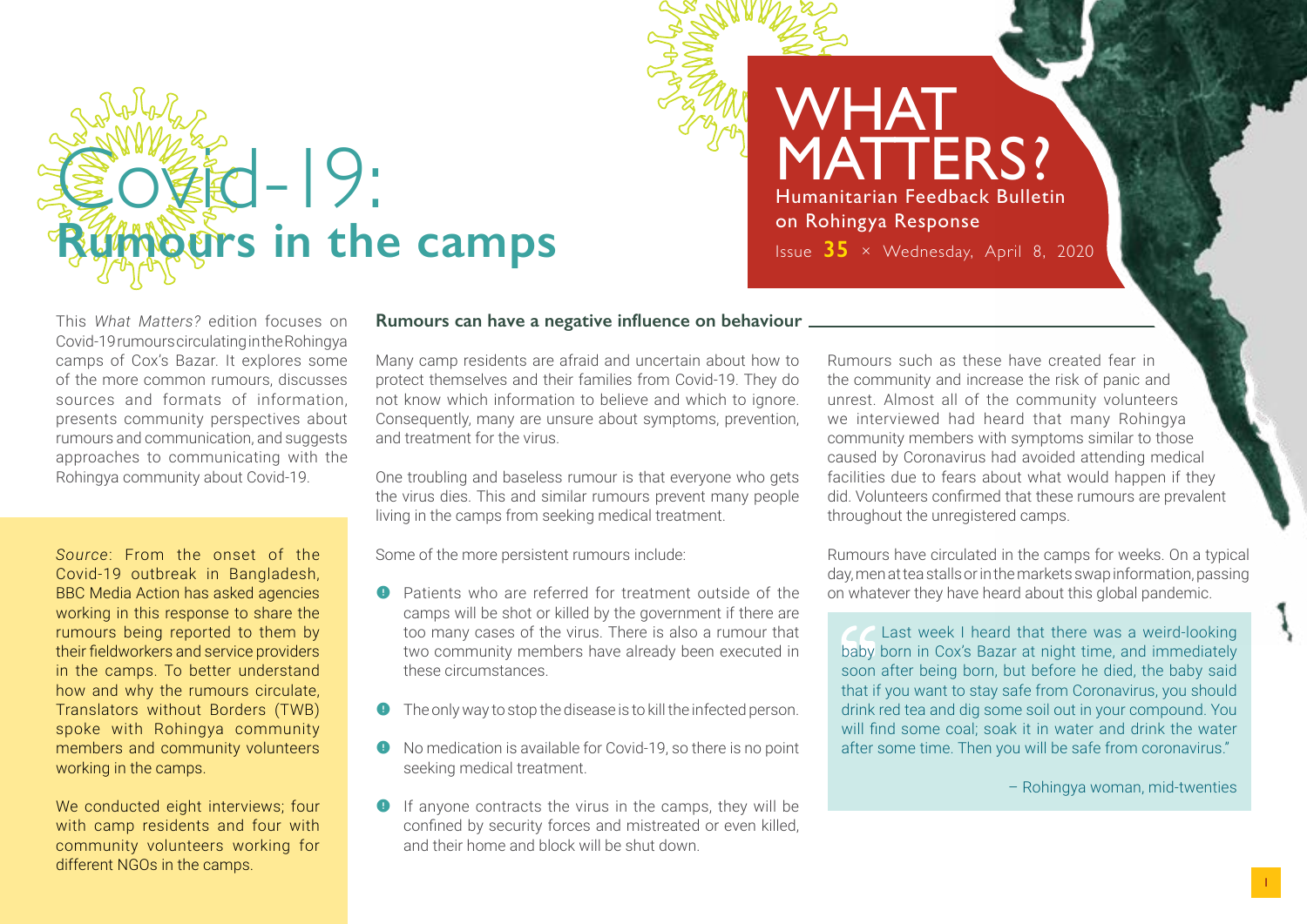# Covid-19: Rumours in the camps

**WHAT MATTERS?**
Humanitarian Feedback Bulletin on Rohingya Response
Issue **35** × Wednesday, April 8, 2020

This *What Matters?* edition focuses on Covid-19 rumours circulating in the Rohingya camps of Cox's Bazar. It explores some of the more common rumours, discusses sources and formats of information, presents community perspectives about rumours and communication, and suggests approaches to communicating with the Rohingya community about Covid-19.

*Source*: From the onset of the Covid-19 outbreak in Bangladesh, BBC Media Action has asked agencies working in this response to share the rumours being reported to them by their fieldworkers and service providers in the camps. To better understand how and why the rumours circulate, Translators without Borders (TWB) spoke with Rohingya community members and community volunteers working in the camps.

We conducted eight interviews; four with camp residents and four with community volunteers working for different NGOs in the camps.

## Rumours can have a negative influence on behaviour

Many camp residents are afraid and uncertain about how to protect themselves and their families from Covid-19. They do not know which information to believe and which to ignore. Consequently, many are unsure about symptoms, prevention, and treatment for the virus.

One troubling and baseless rumour is that everyone who gets the virus dies. This and similar rumours prevent many people living in the camps from seeking medical treatment.

Some of the more persistent rumours include:

- Patients who are referred for treatment outside of the camps will be shot or killed by the government if there are too many cases of the virus. There is also a rumour that two community members have already been executed in these circumstances.
- The only way to stop the disease is to kill the infected person.
- No medication is available for Covid-19, so there is no point seeking medical treatment.
- If anyone contracts the virus in the camps, they will be confined by security forces and mistreated or even killed, and their home and block will be shut down.

Rumours such as these have created fear in the community and increase the risk of panic and unrest. Almost all of the community volunteers we interviewed had heard that many Rohingya community members with symptoms similar to those caused by Coronavirus had avoided attending medical facilities due to fears about what would happen if they did. Volunteers confirmed that these rumours are prevalent throughout the unregistered camps.

Rumours have circulated in the camps for weeks. On a typical day, men at tea stalls or in the markets swap information, passing on whatever they have heard about this global pandemic.

> "Last week I heard that there was a weird-looking baby born in Cox's Bazar at night time, and immediately soon after being born, but before he died, the baby said that if you want to stay safe from Coronavirus, you should drink red tea and dig some soil out in your compound. You will find some coal; soak it in water and drink the water after some time. Then you will be safe from coronavirus."
>
> – Rohingya woman, mid-twenties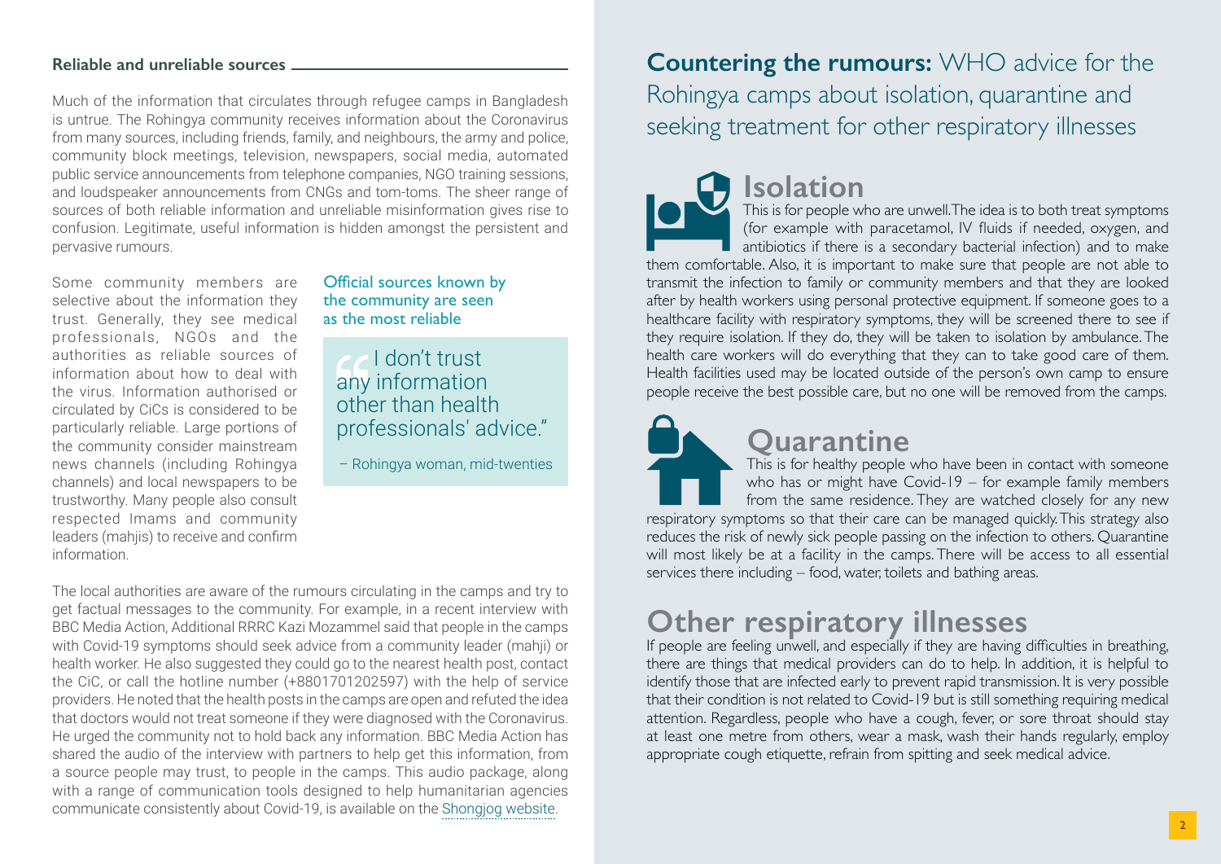## Reliable and unreliable sources

Much of the information that circulates through refugee camps in Bangladesh is untrue. The Rohingya community receives information about the Coronavirus from many sources, including friends, family, and neighbours, the army and police, community block meetings, television, newspapers, social media, automated public service announcements from telephone companies, NGO training sessions, and loudspeaker announcements from CNGs and tom-toms. The sheer range of sources of both reliable information and unreliable misinformation gives rise to confusion. Legitimate, useful information is hidden amongst the persistent and pervasive rumours.

Some community members are selective about the information they trust. Generally, they see medical professionals, NGOs and the authorities as reliable sources of information about how to deal with the virus. Information authorised or circulated by CiCs is considered to be particularly reliable. Large portions of the community consider mainstream news channels (including Rohingya channels) and local newspapers to be trustworthy. Many people also consult respected Imams and community leaders (mahjis) to receive and confirm information.

### Official sources known by the community are seen as the most reliable

> "I don't trust any information other than health professionals' advice."
>
> – Rohingya woman, mid-twenties

The local authorities are aware of the rumours circulating in the camps and try to get factual messages to the community. For example, in a recent interview with BBC Media Action, Additional RRRC Kazi Mozammel said that people in the camps with Covid-19 symptoms should seek advice from a community leader (mahji) or health worker. He also suggested they could go to the nearest health post, contact the CiC, or call the hotline number (+8801701202597) with the help of service providers. He noted that the health posts in the camps are open and refuted the idea that doctors would not treat someone if they were diagnosed with the Coronavirus. He urged the community not to hold back any information. BBC Media Action has shared the audio of the interview with partners to help get this information, from a source people may trust, to people in the camps. This audio package, along with a range of communication tools designed to help humanitarian agencies communicate consistently about Covid-19, is available on the Shongjog website.

## Countering the rumours: WHO advice for the Rohingya camps about isolation, quarantine and seeking treatment for other respiratory illnesses

### Isolation

This is for people who are unwell. The idea is to both treat symptoms (for example with paracetamol, IV fluids if needed, oxygen, and antibiotics if there is a secondary bacterial infection) and to make them comfortable. Also, it is important to make sure that people are not able to transmit the infection to family or community members and that they are looked after by health workers using personal protective equipment. If someone goes to a healthcare facility with respiratory symptoms, they will be screened there to see if they require isolation. If they do, they will be taken to isolation by ambulance. The health care workers will do everything that they can to take good care of them. Health facilities used may be located outside of the person's own camp to ensure people receive the best possible care, but no one will be removed from the camps.

### Quarantine

This is for healthy people who have been in contact with someone who has or might have Covid-19 – for example family members from the same residence. They are watched closely for any new respiratory symptoms so that their care can be managed quickly. This strategy also reduces the risk of newly sick people passing on the infection to others. Quarantine will most likely be at a facility in the camps. There will be access to all essential services there including – food, water, toilets and bathing areas.

### Other respiratory illnesses

If people are feeling unwell, and especially if they are having difficulties in breathing, there are things that medical providers can do to help. In addition, it is helpful to identify those that are infected early to prevent rapid transmission. It is very possible that their condition is not related to Covid-19 but is still something requiring medical attention. Regardless, people who have a cough, fever, or sore throat should stay at least one metre from others, wear a mask, wash their hands regularly, employ appropriate cough etiquette, refrain from spitting and seek medical advice.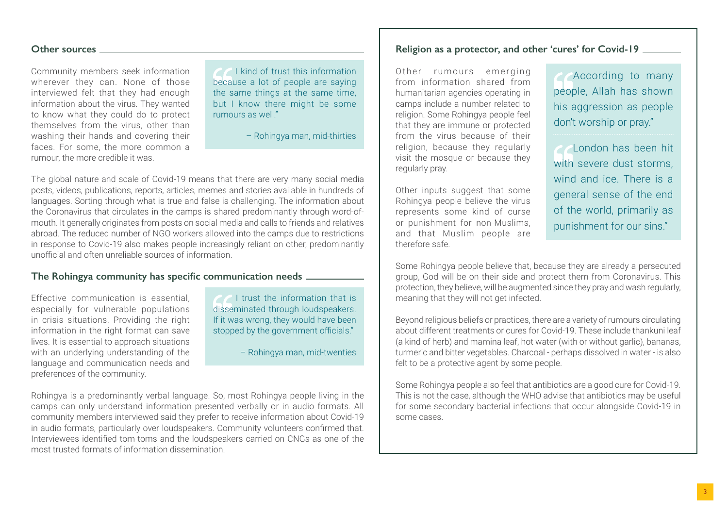## Other sources

Community members seek information wherever they can. None of those interviewed felt that they had enough information about the virus. They wanted to know what they could do to protect themselves from the virus, other than washing their hands and covering their faces. For some, the more common a rumour, the more credible it was.

> "I kind of trust this information because a lot of people are saying the same things at the same time, but I know there might be some rumours as well."
>
> – Rohingya man, mid-thirties

The global nature and scale of Covid-19 means that there are very many social media posts, videos, publications, reports, articles, memes and stories available in hundreds of languages. Sorting through what is true and false is challenging. The information about the Coronavirus that circulates in the camps is shared predominantly through word-of-mouth. It generally originates from posts on social media and calls to friends and relatives abroad. The reduced number of NGO workers allowed into the camps due to restrictions in response to Covid-19 also makes people increasingly reliant on other, predominantly unofficial and often unreliable sources of information.

## The Rohingya community has specific communication needs

Effective communication is essential, especially for vulnerable populations in crisis situations. Providing the right information in the right format can save lives. It is essential to approach situations with an underlying understanding of the language and communication needs and preferences of the community.

> "I trust the information that is disseminated through loudspeakers. If it was wrong, they would have been stopped by the government officials."
>
> – Rohingya man, mid-twenties

Rohingya is a predominantly verbal language. So, most Rohingya people living in the camps can only understand information presented verbally or in audio formats. All community members interviewed said they prefer to receive information about Covid-19 in audio formats, particularly over loudspeakers. Community volunteers confirmed that. Interviewees identified tom-toms and the loudspeakers carried on CNGs as one of the most trusted formats of information dissemination.

## Religion as a protector, and other 'cures' for Covid-19

Other rumours emerging from information shared from humanitarian agencies operating in camps include a number related to religion. Some Rohingya people feel that they are immune or protected from the virus because of their religion, because they regularly visit the mosque or because they regularly pray.

Other inputs suggest that some Rohingya people believe the virus represents some kind of curse or punishment for non-Muslims, and that Muslim people are therefore safe.

> "According to many people, Allah has shown his aggression as people don't worship or pray."

> "London has been hit with severe dust storms, wind and ice. There is a general sense of the end of the world, primarily as punishment for our sins."

Some Rohingya people believe that, because they are already a persecuted group, God will be on their side and protect them from Coronavirus. This protection, they believe, will be augmented since they pray and wash regularly, meaning that they will not get infected.

Beyond religious beliefs or practices, there are a variety of rumours circulating about different treatments or cures for Covid-19. These include thankuni leaf (a kind of herb) and mamina leaf, hot water (with or without garlic), bananas, turmeric and bitter vegetables. Charcoal - perhaps dissolved in water - is also felt to be a protective agent by some people.

Some Rohingya people also feel that antibiotics are a good cure for Covid-19. This is not the case, although the WHO advise that antibiotics may be useful for some secondary bacterial infections that occur alongside Covid-19 in some cases.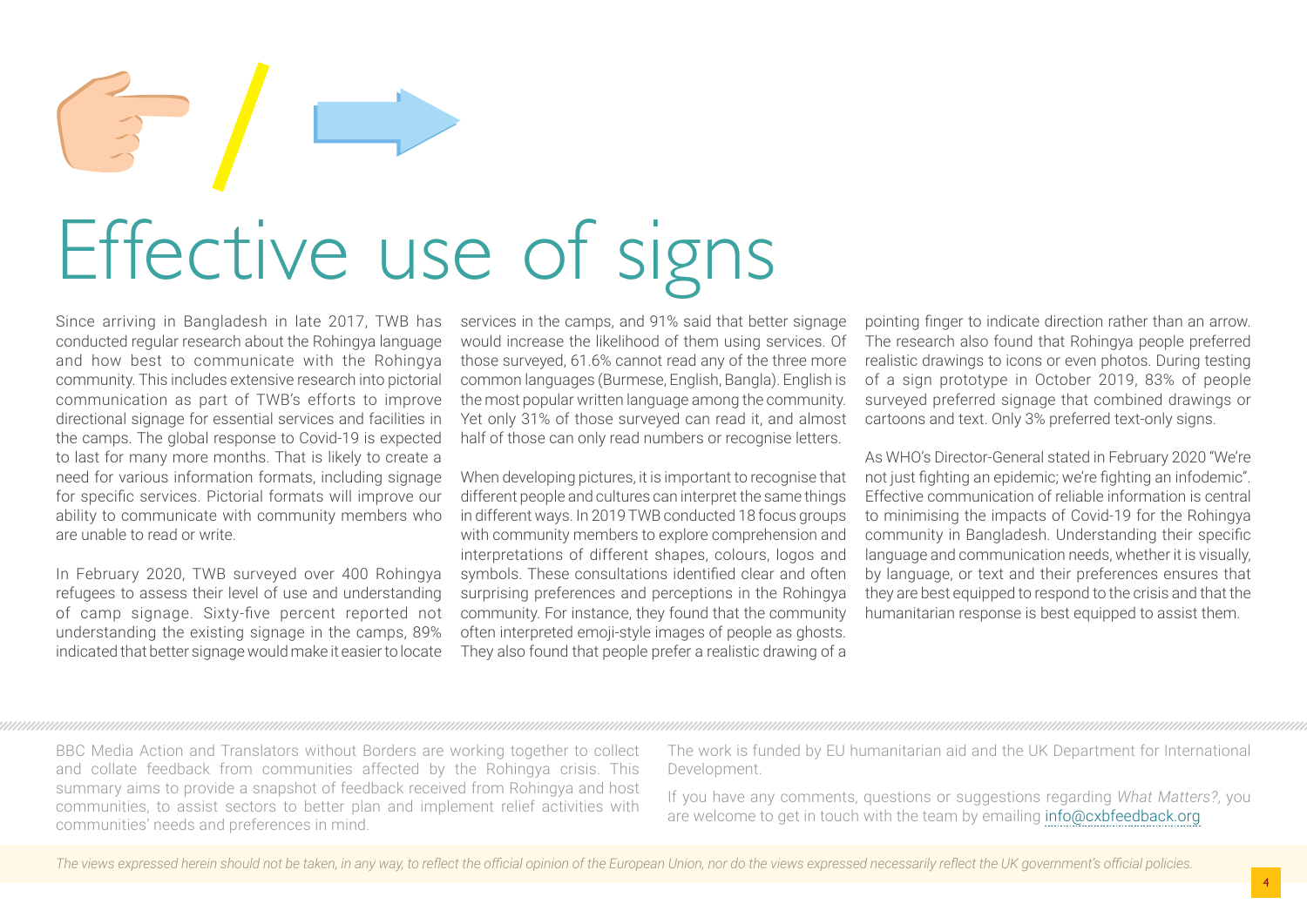# Effective use of signs

Since arriving in Bangladesh in late 2017, TWB has conducted regular research about the Rohingya language and how best to communicate with the Rohingya community. This includes extensive research into pictorial communication as part of TWB's efforts to improve directional signage for essential services and facilities in the camps. The global response to Covid-19 is expected to last for many more months. That is likely to create a need for various information formats, including signage for specific services. Pictorial formats will improve our ability to communicate with community members who are unable to read or write.

In February 2020, TWB surveyed over 400 Rohingya refugees to assess their level of use and understanding of camp signage. Sixty-five percent reported not understanding the existing signage in the camps, 89% indicated that better signage would make it easier to locate services in the camps, and 91% said that better signage would increase the likelihood of them using services. Of those surveyed, 61.6% cannot read any of the three more common languages (Burmese, English, Bangla). English is the most popular written language among the community. Yet only 31% of those surveyed can read it, and almost half of those can only read numbers or recognise letters.

When developing pictures, it is important to recognise that different people and cultures can interpret the same things in different ways. In 2019 TWB conducted 18 focus groups with community members to explore comprehension and interpretations of different shapes, colours, logos and symbols. These consultations identified clear and often surprising preferences and perceptions in the Rohingya community. For instance, they found that the community often interpreted emoji-style images of people as ghosts. They also found that people prefer a realistic drawing of a pointing finger to indicate direction rather than an arrow. The research also found that Rohingya people preferred realistic drawings to icons or even photos. During testing of a sign prototype in October 2019, 83% of people surveyed preferred signage that combined drawings or cartoons and text. Only 3% preferred text-only signs.

As WHO's Director-General stated in February 2020 "We're not just fighting an epidemic; we're fighting an infodemic". Effective communication of reliable information is central to minimising the impacts of Covid-19 for the Rohingya community in Bangladesh. Understanding their specific language and communication needs, whether it is visually, by language, or text and their preferences ensures that they are best equipped to respond to the crisis and that the humanitarian response is best equipped to assist them.

---

BBC Media Action and Translators without Borders are working together to collect and collate feedback from communities affected by the Rohingya crisis. This summary aims to provide a snapshot of feedback received from Rohingya and host communities, to assist sectors to better plan and implement relief activities with communities' needs and preferences in mind.

The work is funded by EU humanitarian aid and the UK Department for International Development.

If you have any comments, questions or suggestions regarding *What Matters?*, you are welcome to get in touch with the team by emailing info@cxbfeedback.org

*The views expressed herein should not be taken, in any way, to reflect the official opinion of the European Union, nor do the views expressed necessarily reflect the UK government's official policies.*